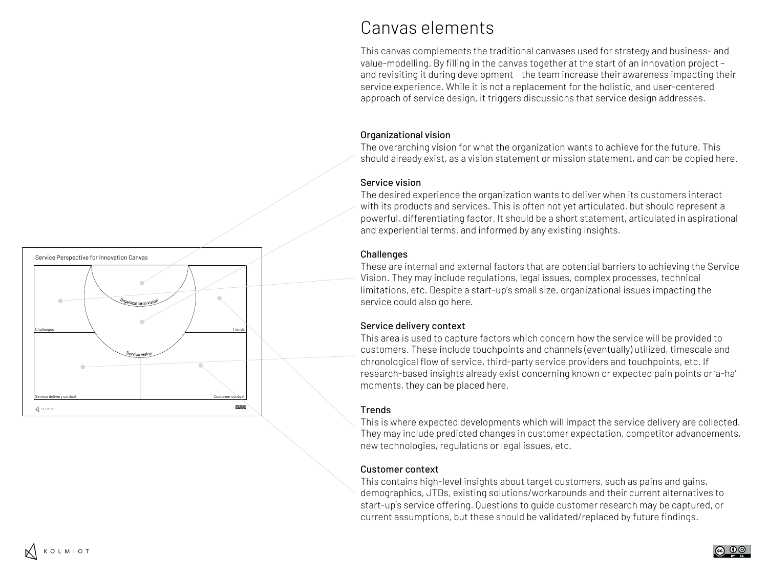# Canvas elements

This canvas complements the traditional canvases used for strategy and business- and value-modelling. By filling in the canvas together at the start of an innovation project – and revisiting it during development – the team increase their awareness impacting their service experience. While it is not a replacement for the holistic, and user-centered approach of service design, it triggers discussions that service design addresses.

Service Perspective for Innovation Canvas

Organizational vision

Service vision

Challenges

Trends

Service delivery context

Customer context

### Organizational vision

The overarching vision for what the organization wants to achieve for the future. This should already exist, as a vision statement or mission statement, and can be copied here.

### Service vision

The desired experience the organization wants to deliver when its customers interact with its products and services. This is often not yet articulated, but should represent a powerful, differentiating factor. It should be a short statement, articulated in aspirational and experiential terms, and informed by any existing insights.

### Challenges

These are internal and external factors that are potential barriers to achieving the Service Vision. They may include regulations, legal issues, complex processes, technical limitations, etc. Despite a start-up's small size, organizational issues impacting the service could also go here.

### Service delivery context

This area is used to capture factors which concern how the service will be provided to customers. These include touchpoints and channels (eventually) utilized, timescale and chronological flow of service, third-party service providers and touchpoints, etc. If research-based insights already exist concerning known or expected pain points or 'a-ha' moments, they can be placed here.

### Trends

This is where expected developments which will impact the service delivery are collected. They may include predicted changes in customer expectation, competitor advancements, new technologies, regulations or legal issues, etc.

### Customer context

This contains high-level insights about target customers, such as pains and gains, demographics, JTDs, existing solutions/workarounds and their current alternatives to start-up's service offering. Questions to guide customer research may be captured, or current assumptions, but these should be validated/replaced by future findings.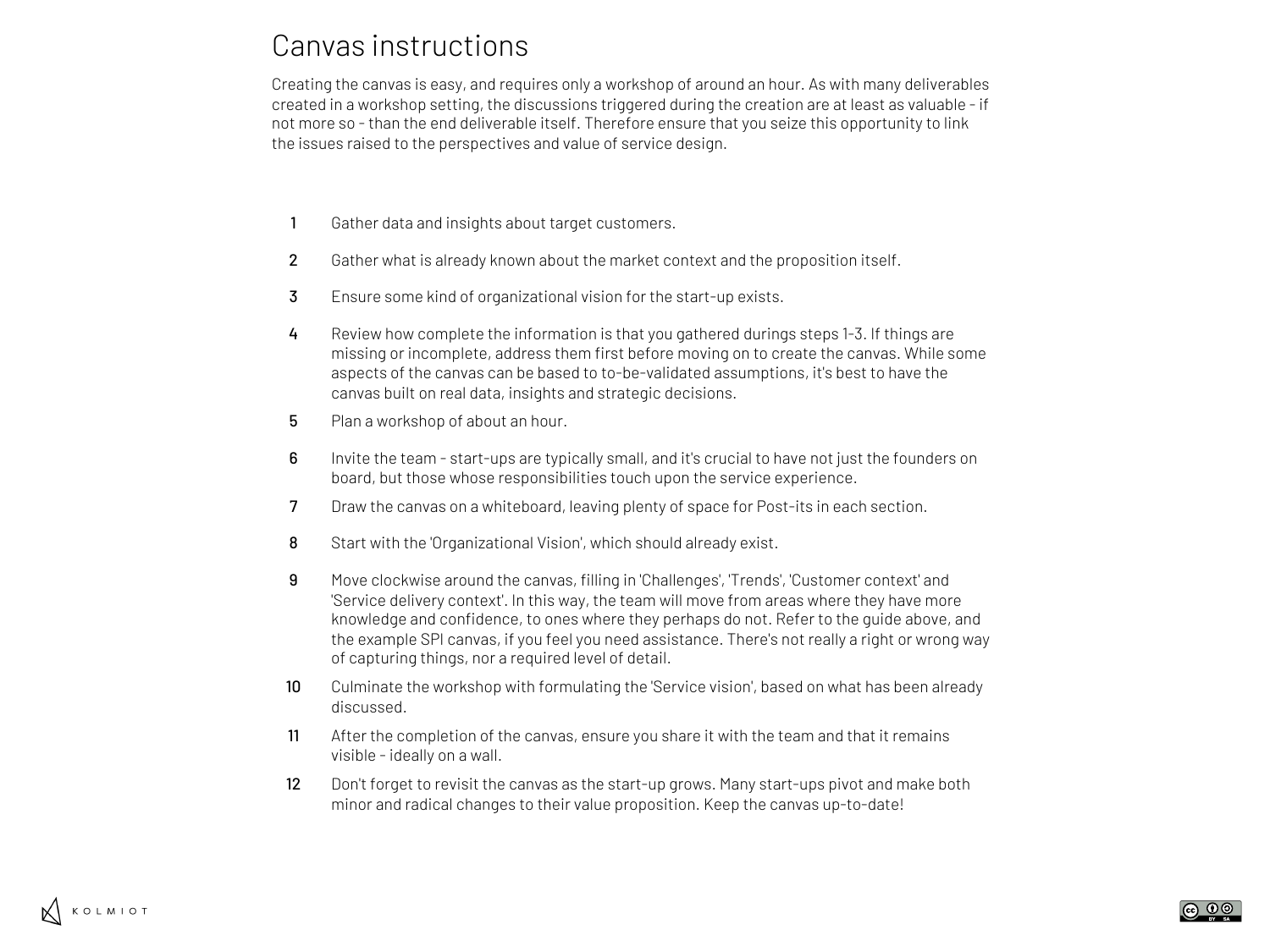# Canvas instructions

Creating the canvas is easy, and requires only a workshop of around an hour. As with many deliverables created in a workshop setting, the discussions triggered during the creation are at least as valuable - if not more so - than the end deliverable itself. Therefore ensure that you seize this opportunity to link the issues raised to the perspectives and value of service design.

1. Gather data and insights about target customers.
2. Gather what is already known about the market context and the proposition itself.
3. Ensure some kind of organizational vision for the start-up exists.
4. Review how complete the information is that you gathered durings steps 1-3. If things are missing or incomplete, address them first before moving on to create the canvas. While some aspects of the canvas can be based to to-be-validated assumptions, it's best to have the canvas built on real data, insights and strategic decisions.
5. Plan a workshop of about an hour.
6. Invite the team - start-ups are typically small, and it's crucial to have not just the founders on board, but those whose responsibilities touch upon the service experience.
7. Draw the canvas on a whiteboard, leaving plenty of space for Post-its in each section.
8. Start with the 'Organizational Vision', which should already exist.
9. Move clockwise around the canvas, filling in 'Challenges', 'Trends', 'Customer context' and 'Service delivery context'. In this way, the team will move from areas where they have more knowledge and confidence, to ones where they perhaps do not. Refer to the guide above, and the example SPI canvas, if you feel you need assistance. There's not really a right or wrong way of capturing things, nor a required level of detail.
10. Culminate the workshop with formulating the 'Service vision', based on what has been already discussed.
11. After the completion of the canvas, ensure you share it with the team and that it remains visible - ideally on a wall.
12. Don't forget to revisit the canvas as the start-up grows. Many start-ups pivot and make both minor and radical changes to their value proposition. Keep the canvas up-to-date!

KOLMIOT